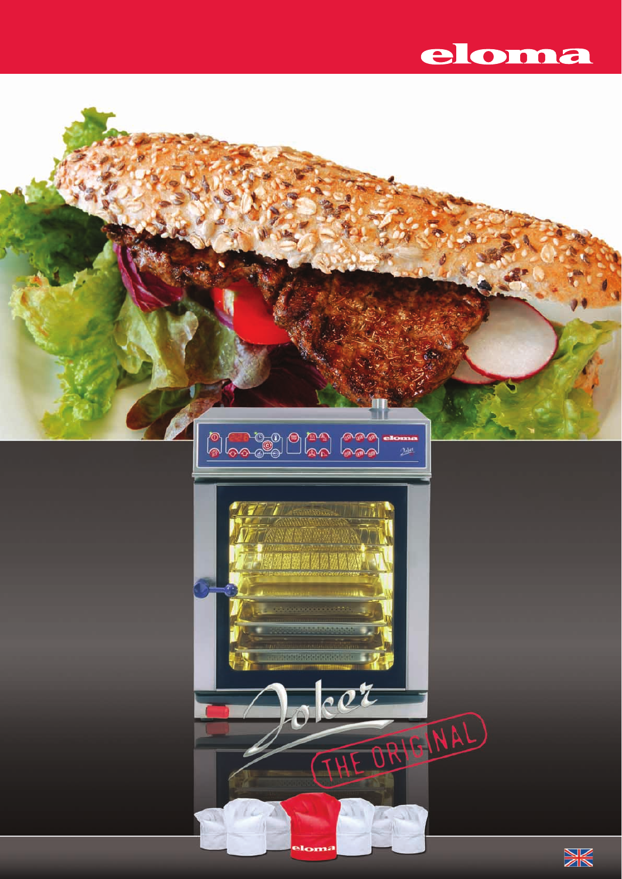eloma

Joker

THE ORIGINAL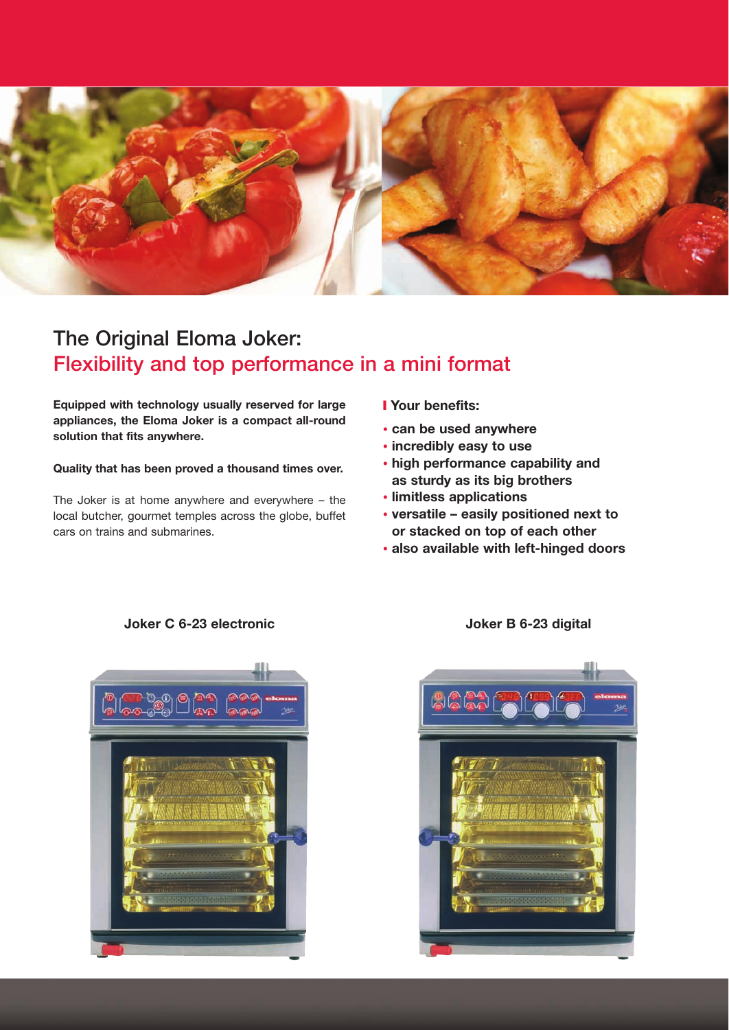# The Original Eloma Joker:
## Flexibility and top performance in a mini format

**Equipped with technology usually reserved for large appliances, the Eloma Joker is a compact all-round solution that fits anywhere.**

**Quality that has been proved a thousand times over.**

The Joker is at home anywhere and everywhere – the local butcher, gourmet temples across the globe, buffet cars on trains and submarines.

### Your benefits:

- **can be used anywhere**
- **incredibly easy to use**
- **high performance capability and as sturdy as its big brothers**
- **limitless applications**
- **versatile – easily positioned next to or stacked on top of each other**
- **also available with left-hinged doors**

**Joker C 6-23 electronic**

**Joker B 6-23 digital**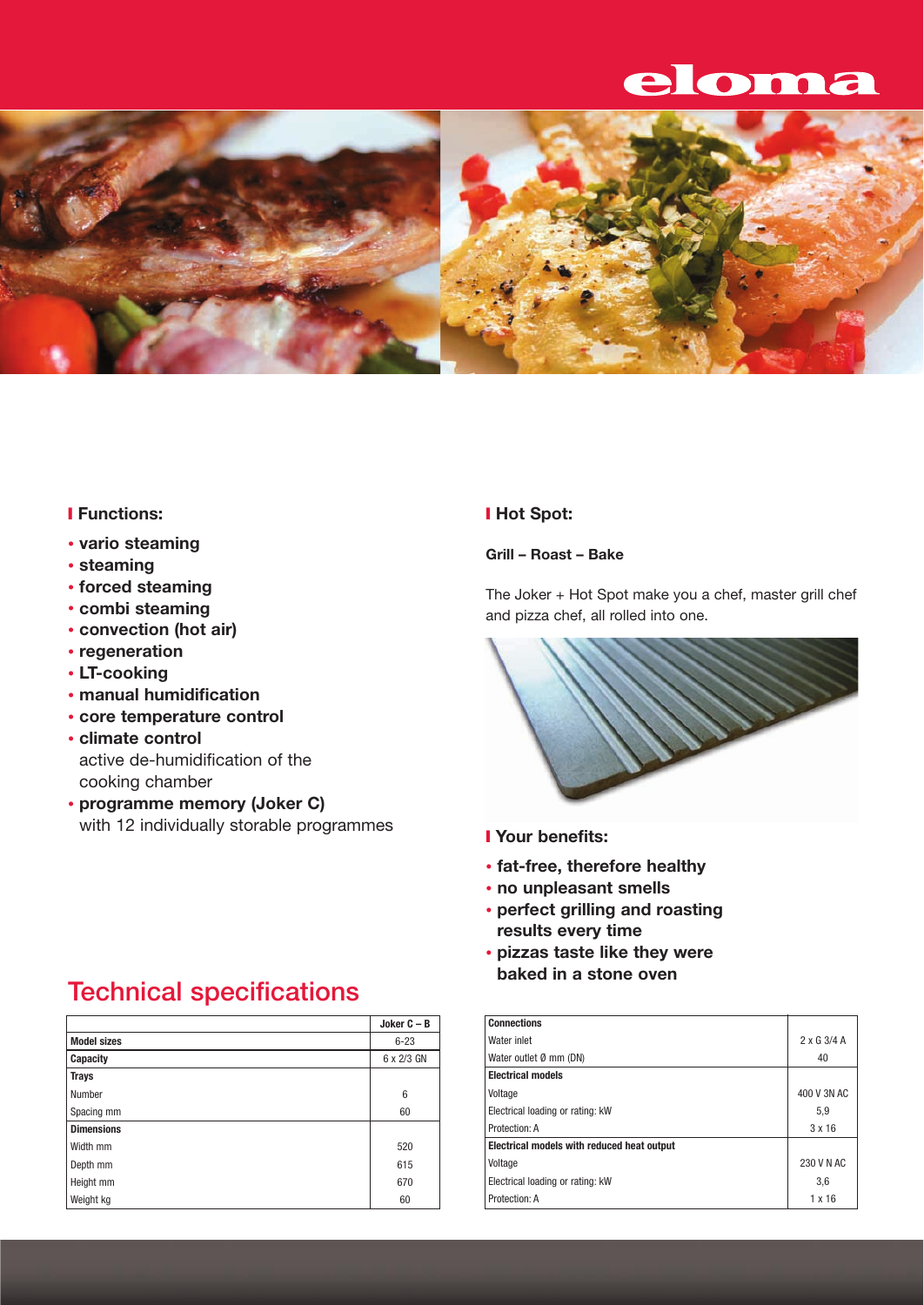## Functions:

- **vario steaming**
- **steaming**
- **forced steaming**
- **combi steaming**
- **convection (hot air)**
- **regeneration**
- **LT-cooking**
- **manual humidification**
- **core temperature control**
- **climate control**
  active de-humidification of the cooking chamber
- **programme memory (Joker C)**
  with 12 individually storable programmes

## Hot Spot:

**Grill – Roast – Bake**

The Joker + Hot Spot make you a chef, master grill chef and pizza chef, all rolled into one.

## Your benefits:

- **fat-free, therefore healthy**
- **no unpleasant smells**
- **perfect grilling and roasting results every time**
- **pizzas taste like they were baked in a stone oven**

# Technical specifications

| | Joker C – B |
|---|---|
| **Model sizes** | 6-23 |
| **Capacity** | 6 x 2/3 GN |
| **Trays** | |
| Number | 6 |
| Spacing mm | 60 |
| **Dimensions** | |
| Width mm | 520 |
| Depth mm | 615 |
| Height mm | 670 |
| Weight kg | 60 |

| **Connections** | |
|---|---|
| Water inlet | 2 x G 3/4 A |
| Water outlet Ø mm (DN) | 40 |
| **Electrical models** | |
| Voltage | 400 V 3N AC |
| Electrical loading or rating: kW | 5,9 |
| Protection: A | 3 x 16 |
| **Electrical models with reduced heat output** | |
| Voltage | 230 V N AC |
| Electrical loading or rating: kW | 3,6 |
| Protection: A | 1 x 16 |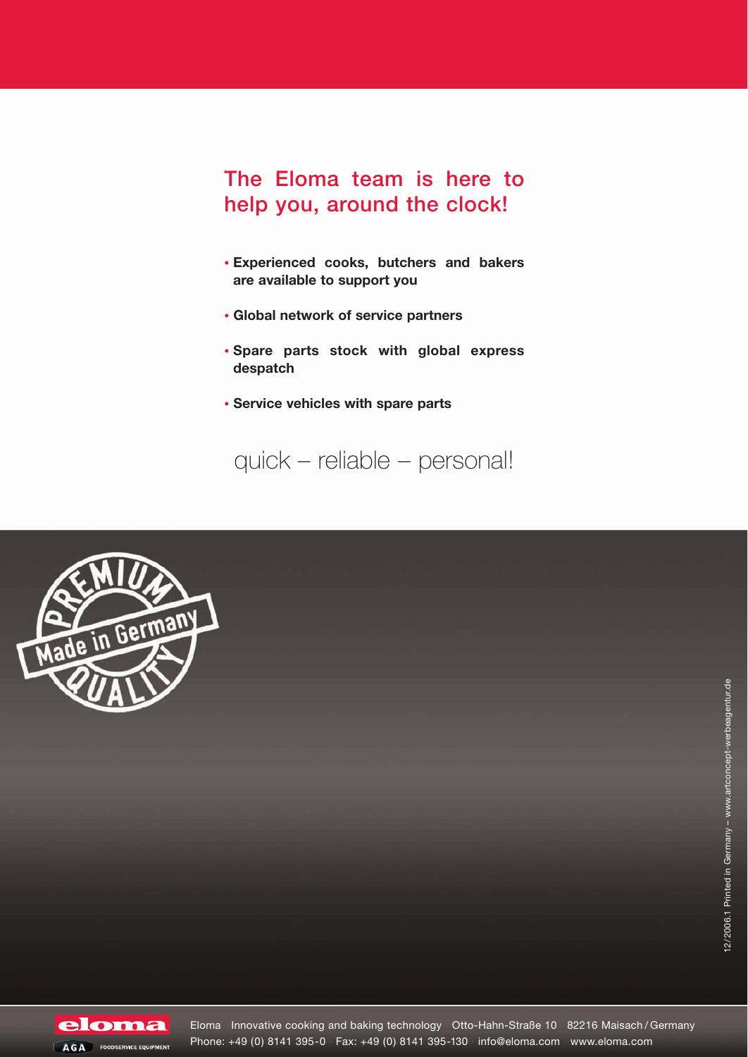## The Eloma team is here to help you, around the clock!

- **Experienced cooks, butchers and bakers are available to support you**
- **Global network of service partners**
- **Spare parts stock with global express despatch**
- **Service vehicles with spare parts**

quick – reliable – personal!

PREMIUM Made in Germany QUALITY

12/2006.1 Printed in Germany – www.artconcept-werbeagentur.de

Eloma · Innovative cooking and baking technology · Otto-Hahn-Straße 10 · 82216 Maisach / Germany
Phone: +49 (0) 8141 395-0 · Fax: +49 (0) 8141 395-130 · info@eloma.com · www.eloma.com